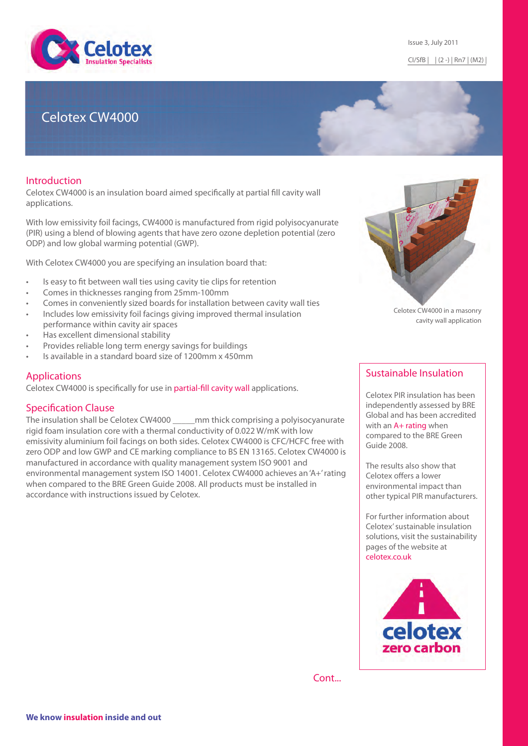Issue 3, July 2011

CI/SfB | | (2 -) | Rn7 | (M2) |

# Celotex CW4000

## Introduction

Celotex CW4000 is an insulation board aimed specifically at partial fill cavity wall applications.

With low emissivity foil facings, CW4000 is manufactured from rigid polyisocyanurate (PIR) using a blend of blowing agents that have zero ozone depletion potential (zero ODP) and low global warming potential (GWP).

With Celotex CW4000 you are specifying an insulation board that:

- Is easy to fit between wall ties using cavity tie clips for retention
- Comes in thicknesses ranging from 25mm-100mm
- Comes in conveniently sized boards for installation between cavity wall ties
- Includes low emissivity foil facings giving improved thermal insulation performance within cavity air spaces
- Has excellent dimensional stability
- Provides reliable long term energy savings for buildings
- Is available in a standard board size of 1200mm x 450mm

Celotex CW4000 in a masonry cavity wall application

## Applications

Celotex CW4000 is specifically for use in partial-fill cavity wall applications.

## Specification Clause

The insulation shall be Celotex CW4000 _____mm thick comprising a polyisocyanurate rigid foam insulation core with a thermal conductivity of 0.022 W/mK with low emissivity aluminium foil facings on both sides. Celotex CW4000 is CFC/HCFC free with zero ODP and low GWP and CE marking compliance to BS EN 13165. Celotex CW4000 is manufactured in accordance with quality management system ISO 9001 and environmental management system ISO 14001. Celotex CW4000 achieves an 'A+' rating when compared to the BRE Green Guide 2008. All products must be installed in accordance with instructions issued by Celotex.

## Sustainable Insulation

Celotex PIR insulation has been independently assessed by BRE Global and has been accredited with an A+ rating when compared to the BRE Green Guide 2008.

The results also show that Celotex offers a lower environmental impact than other typical PIR manufacturers.

For further information about Celotex' sustainable insulation solutions, visit the sustainability pages of the website at celotex.co.uk

Cont...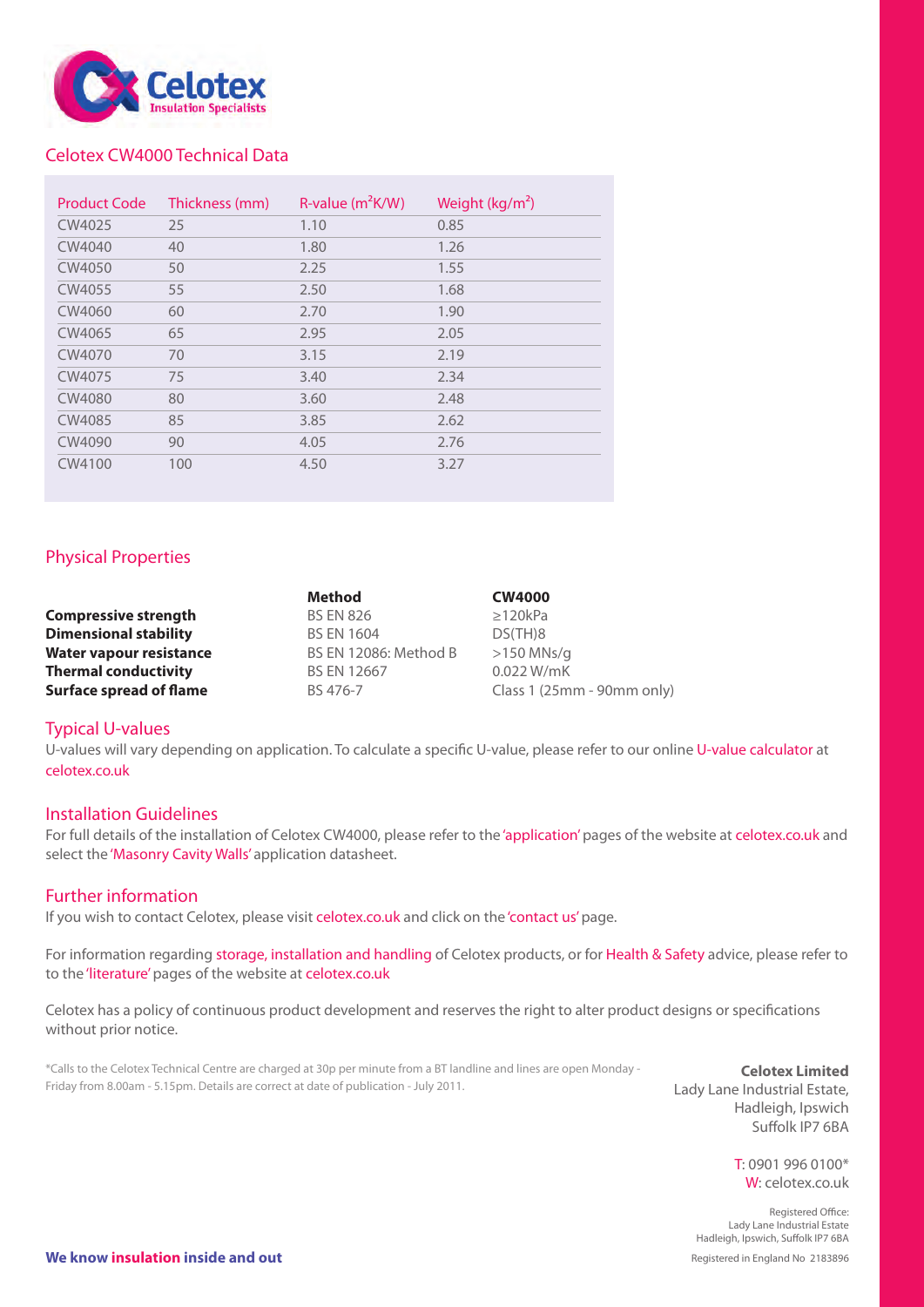Celotex Insulation Specialists

## Celotex CW4000 Technical Data

| Product Code | Thickness (mm) | R-value ($m^2K/W$) | Weight ($kg/m^2$) |
|---|---|---|---|
| CW4025 | 25 | 1.10 | 0.85 |
| CW4040 | 40 | 1.80 | 1.26 |
| CW4050 | 50 | 2.25 | 1.55 |
| CW4055 | 55 | 2.50 | 1.68 |
| CW4060 | 60 | 2.70 | 1.90 |
| CW4065 | 65 | 2.95 | 2.05 |
| CW4070 | 70 | 3.15 | 2.19 |
| CW4075 | 75 | 3.40 | 2.34 |
| CW4080 | 80 | 3.60 | 2.48 |
| CW4085 | 85 | 3.85 | 2.62 |
| CW4090 | 90 | 4.05 | 2.76 |
| CW4100 | 100 | 4.50 | 3.27 |

## Physical Properties

| | Method | CW4000 |
|---|---|---|
| **Compressive strength** | BS EN 826 | ≥120kPa |
| **Dimensional stability** | BS EN 1604 | DS(TH)8 |
| **Water vapour resistance** | BS EN 12086: Method B | >150 MNs/g |
| **Thermal conductivity** | BS EN 12667 | 0.022 W/mK |
| **Surface spread of flame** | BS 476-7 | Class 1 (25mm - 90mm only) |

## Typical U-values

U-values will vary depending on application. To calculate a specific U-value, please refer to our online U-value calculator at celotex.co.uk

## Installation Guidelines

For full details of the installation of Celotex CW4000, please refer to the 'application' pages of the website at celotex.co.uk and select the 'Masonry Cavity Walls' application datasheet.

## Further information

If you wish to contact Celotex, please visit celotex.co.uk and click on the 'contact us' page.

For information regarding storage, installation and handling of Celotex products, or for Health & Safety advice, please refer to the 'literature' pages of the website at celotex.co.uk

Celotex has a policy of continuous product development and reserves the right to alter product designs or specifications without prior notice.

*Calls to the Celotex Technical Centre are charged at 30p per minute from a BT landline and lines are open Monday - Friday from 8.00am - 5.15pm. Details are correct at date of publication - July 2011.

**Celotex Limited**
Lady Lane Industrial Estate,
Hadleigh, Ipswich
Suffolk IP7 6BA

T: 0901 996 0100*
W: celotex.co.uk

Registered Office:
Lady Lane Industrial Estate
Hadleigh, Ipswich, Suffolk IP7 6BA

**We know insulation inside and out**

Registered in England No 2183896